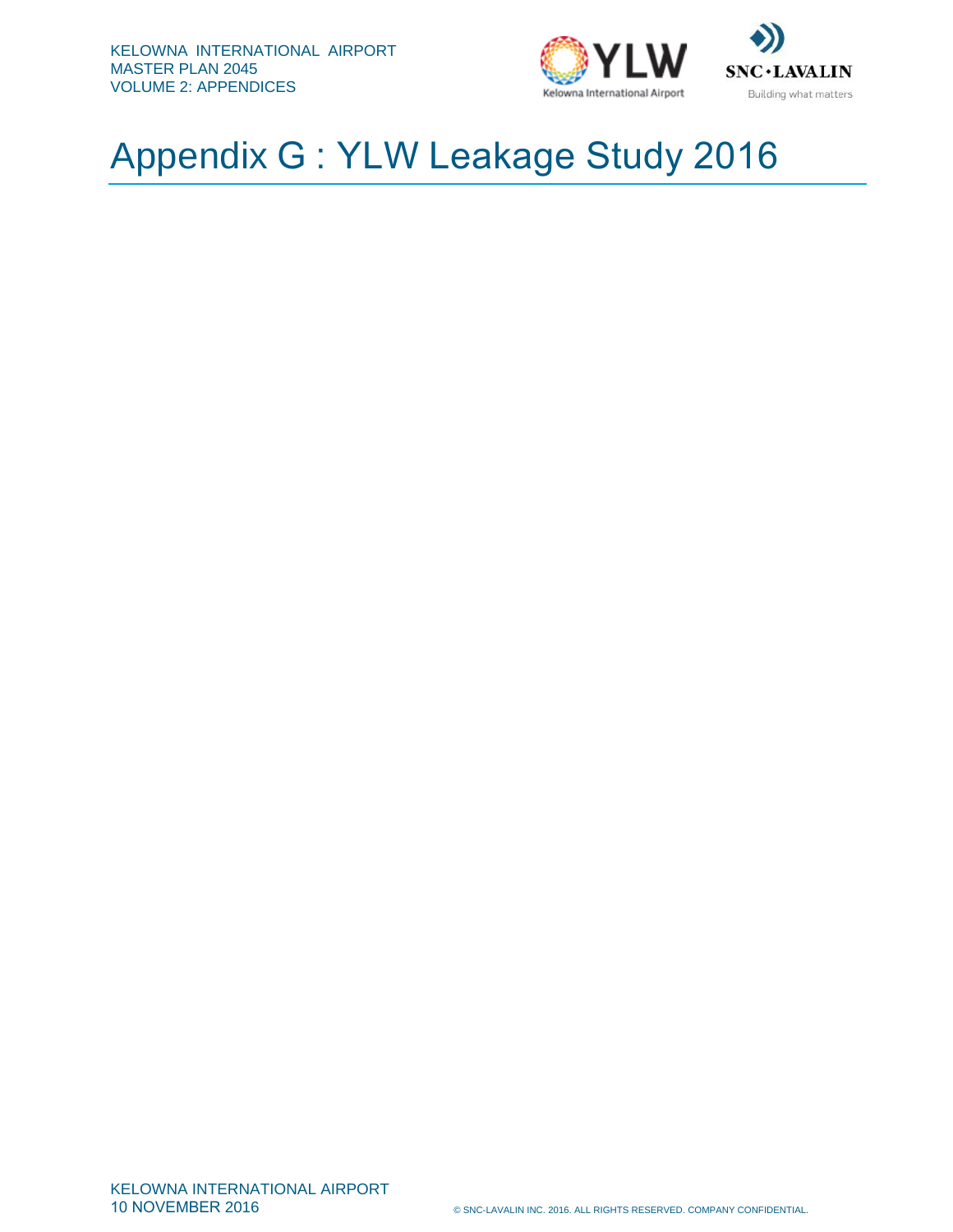# Appendix G : YLW Leakage Study 2016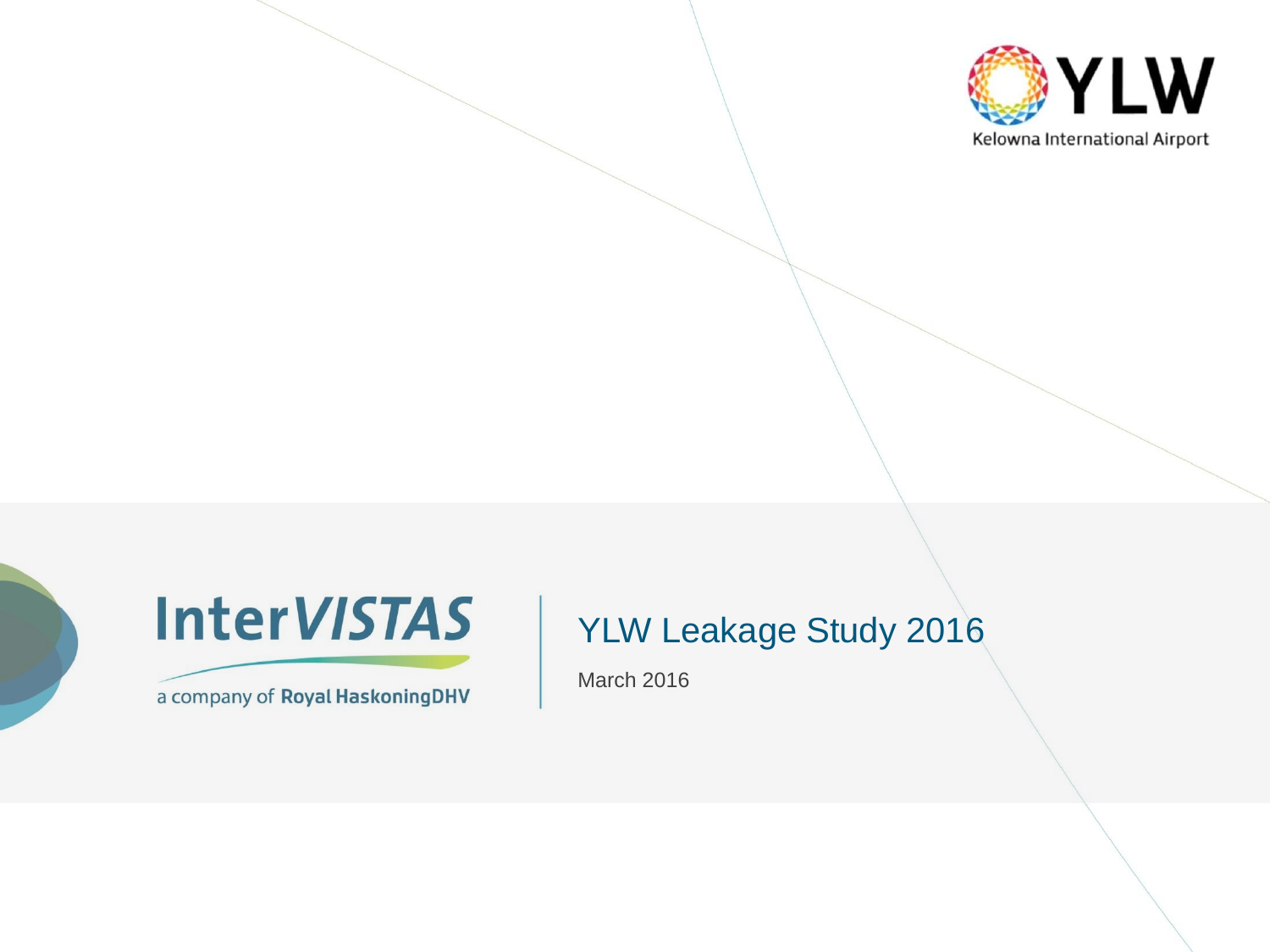YLW

Kelowna International Airport

InterVISTAS

a company of Royal HaskoningDHV

# YLW Leakage Study 2016

March 2016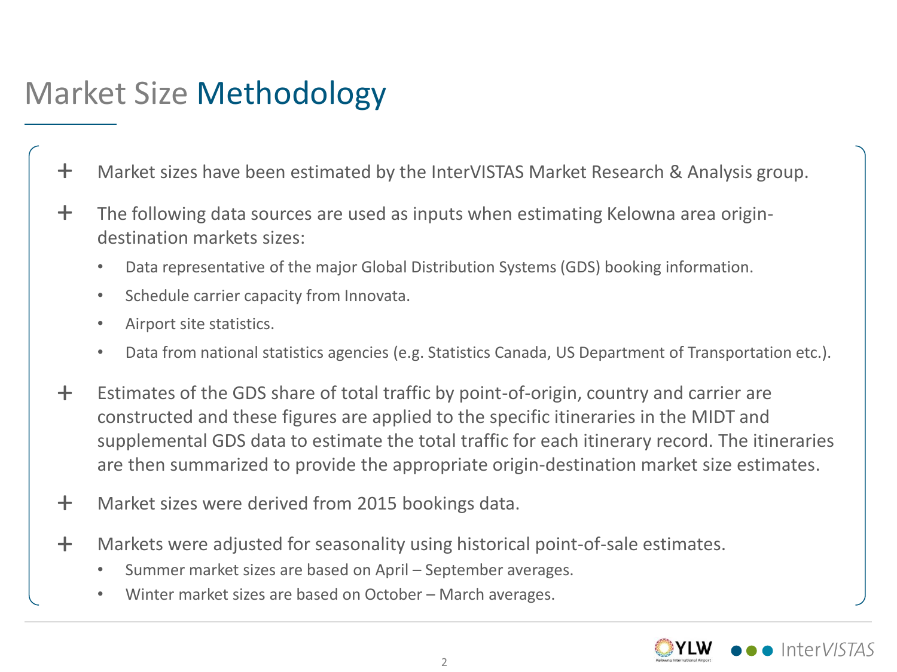# Market Size Methodology

- Market sizes have been estimated by the InterVISTAS Market Research & Analysis group.
- The following data sources are used as inputs when estimating Kelowna area origin-destination markets sizes:
  - Data representative of the major Global Distribution Systems (GDS) booking information.
  - Schedule carrier capacity from Innovata.
  - Airport site statistics.
  - Data from national statistics agencies (e.g. Statistics Canada, US Department of Transportation etc.).
- Estimates of the GDS share of total traffic by point-of-origin, country and carrier are constructed and these figures are applied to the specific itineraries in the MIDT and supplemental GDS data to estimate the total traffic for each itinerary record. The itineraries are then summarized to provide the appropriate origin-destination market size estimates.
- Market sizes were derived from 2015 bookings data.
- Markets were adjusted for seasonality using historical point-of-sale estimates.
  - Summer market sizes are based on April – September averages.
  - Winter market sizes are based on October – March averages.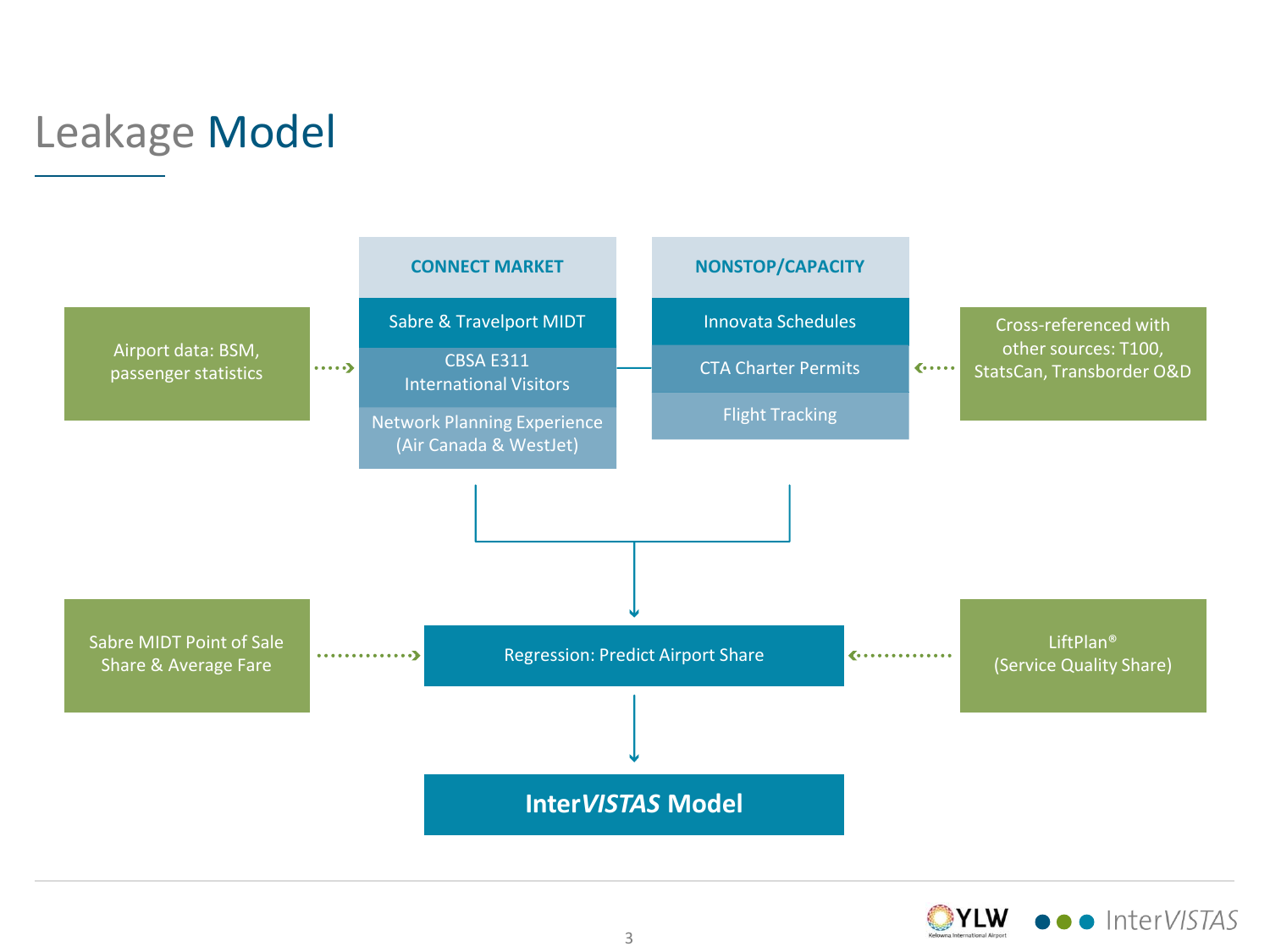# Leakage Model

**CONNECT MARKET**

- Sabre & Travelport MIDT
- CBSA E311 International Visitors
- Network Planning Experience (Air Canada & WestJet)

**NONSTOP/CAPACITY**

- Innovata Schedules
- CTA Charter Permits
- Flight Tracking

Airport data: BSM, passenger statistics

Cross-referenced with other sources: T100, StatsCan, Transborder O&D

Sabre MIDT Point of Sale Share & Average Fare

Regression: Predict Airport Share

LiftPlan® (Service Quality Share)

**Inter*VISTAS* Model**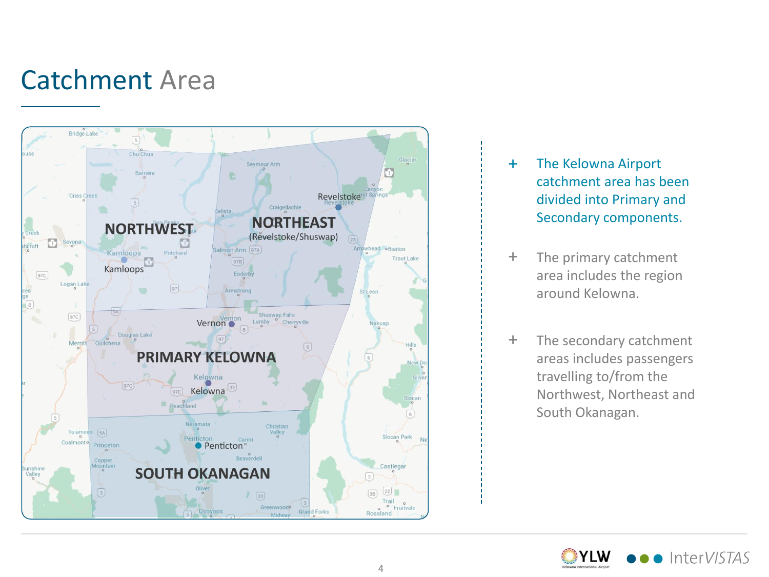# Catchment Area

NORTHWEST

NORTHEAST (Revelstoke/Shuswap)

PRIMARY KELOWNA

SOUTH OKANAGAN

- The Kelowna Airport catchment area has been divided into Primary and Secondary components.
- The primary catchment area includes the region around Kelowna.
- The secondary catchment areas includes passengers travelling to/from the Northwest, Northeast and South Okanagan.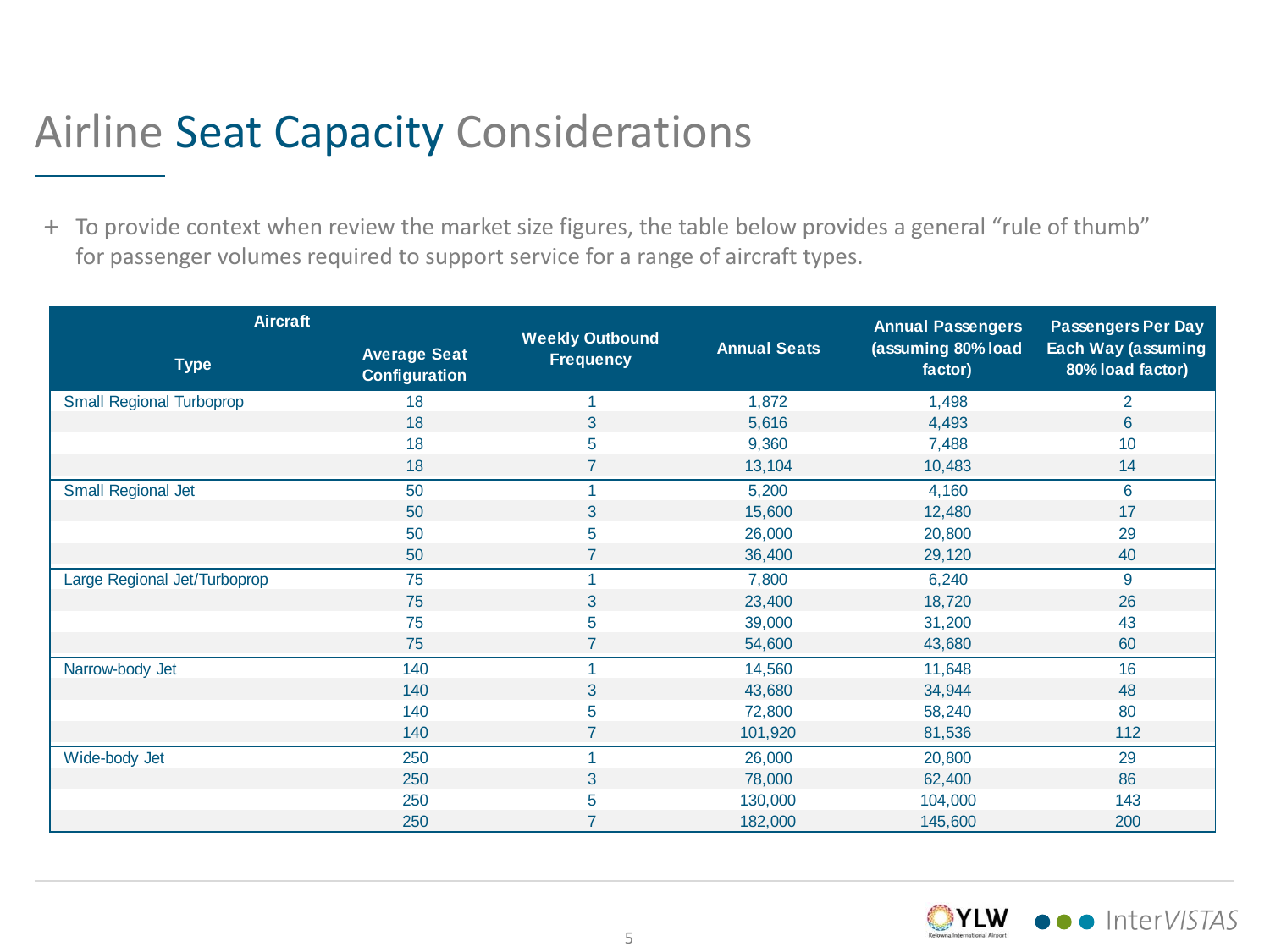# Airline Seat Capacity Considerations

+ To provide context when review the market size figures, the table below provides a general "rule of thumb" for passenger volumes required to support service for a range of aircraft types.

| Aircraft | | Weekly Outbound Frequency | Annual Seats | Annual Passengers (assuming 80% load factor) | Passengers Per Day Each Way (assuming 80% load factor) |
|---|---|---|---|---|---|
| Type | Average Seat Configuration | | | | |
| Small Regional Turboprop | 18 | 1 | 1,872 | 1,498 | 2 |
| | 18 | 3 | 5,616 | 4,493 | 6 |
| | 18 | 5 | 9,360 | 7,488 | 10 |
| | 18 | 7 | 13,104 | 10,483 | 14 |
| Small Regional Jet | 50 | 1 | 5,200 | 4,160 | 6 |
| | 50 | 3 | 15,600 | 12,480 | 17 |
| | 50 | 5 | 26,000 | 20,800 | 29 |
| | 50 | 7 | 36,400 | 29,120 | 40 |
| Large Regional Jet/Turboprop | 75 | 1 | 7,800 | 6,240 | 9 |
| | 75 | 3 | 23,400 | 18,720 | 26 |
| | 75 | 5 | 39,000 | 31,200 | 43 |
| | 75 | 7 | 54,600 | 43,680 | 60 |
| Narrow-body Jet | 140 | 1 | 14,560 | 11,648 | 16 |
| | 140 | 3 | 43,680 | 34,944 | 48 |
| | 140 | 5 | 72,800 | 58,240 | 80 |
| | 140 | 7 | 101,920 | 81,536 | 112 |
| Wide-body Jet | 250 | 1 | 26,000 | 20,800 | 29 |
| | 250 | 3 | 78,000 | 62,400 | 86 |
| | 250 | 5 | 130,000 | 104,000 | 143 |
| | 250 | 7 | 182,000 | 145,600 | 200 |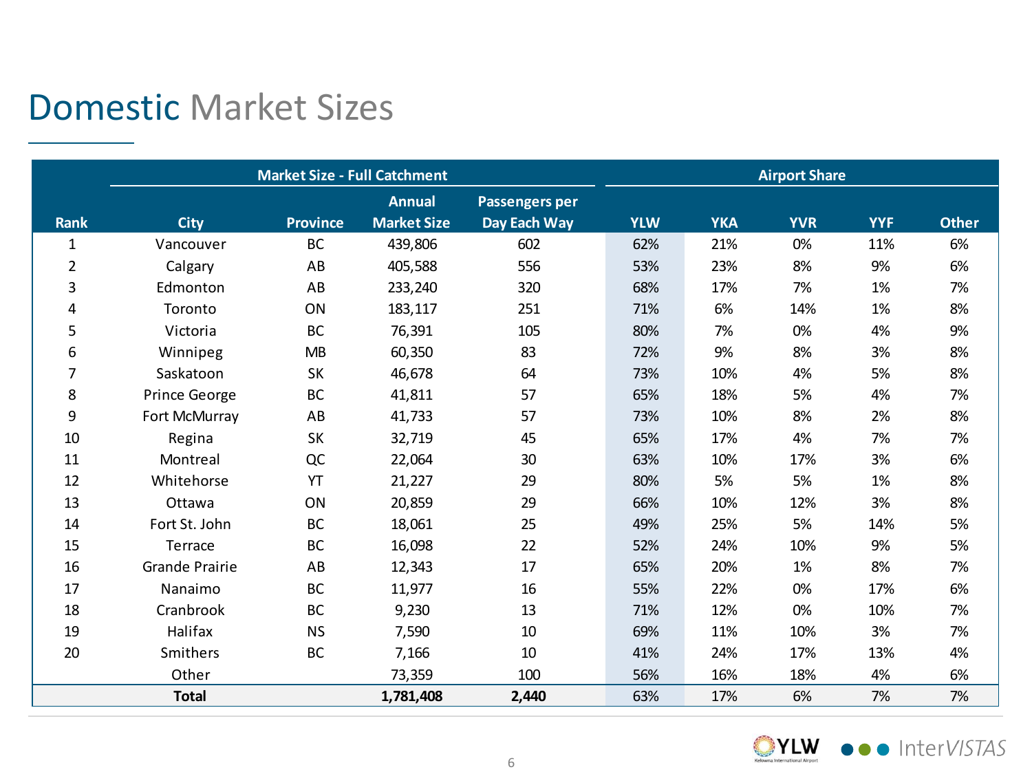# Domestic Market Sizes

| Rank | Market Size - Full Catchment | | | | Airport Share | | | | |
|---|---|---|---|---|---|---|---|---|---|
| | City | Province | Annual Market Size | Passengers per Day Each Way | YLW | YKA | YVR | YYF | Other |
| 1 | Vancouver | BC | 439,806 | 602 | 62% | 21% | 0% | 11% | 6% |
| 2 | Calgary | AB | 405,588 | 556 | 53% | 23% | 8% | 9% | 6% |
| 3 | Edmonton | AB | 233,240 | 320 | 68% | 17% | 7% | 1% | 7% |
| 4 | Toronto | ON | 183,117 | 251 | 71% | 6% | 14% | 1% | 8% |
| 5 | Victoria | BC | 76,391 | 105 | 80% | 7% | 0% | 4% | 9% |
| 6 | Winnipeg | MB | 60,350 | 83 | 72% | 9% | 8% | 3% | 8% |
| 7 | Saskatoon | SK | 46,678 | 64 | 73% | 10% | 4% | 5% | 8% |
| 8 | Prince George | BC | 41,811 | 57 | 65% | 18% | 5% | 4% | 7% |
| 9 | Fort McMurray | AB | 41,733 | 57 | 73% | 10% | 8% | 2% | 8% |
| 10 | Regina | SK | 32,719 | 45 | 65% | 17% | 4% | 7% | 7% |
| 11 | Montreal | QC | 22,064 | 30 | 63% | 10% | 17% | 3% | 6% |
| 12 | Whitehorse | YT | 21,227 | 29 | 80% | 5% | 5% | 1% | 8% |
| 13 | Ottawa | ON | 20,859 | 29 | 66% | 10% | 12% | 3% | 8% |
| 14 | Fort St. John | BC | 18,061 | 25 | 49% | 25% | 5% | 14% | 5% |
| 15 | Terrace | BC | 16,098 | 22 | 52% | 24% | 10% | 9% | 5% |
| 16 | Grande Prairie | AB | 12,343 | 17 | 65% | 20% | 1% | 8% | 7% |
| 17 | Nanaimo | BC | 11,977 | 16 | 55% | 22% | 0% | 17% | 6% |
| 18 | Cranbrook | BC | 9,230 | 13 | 71% | 12% | 0% | 10% | 7% |
| 19 | Halifax | NS | 7,590 | 10 | 69% | 11% | 10% | 3% | 7% |
| 20 | Smithers | BC | 7,166 | 10 | 41% | 24% | 17% | 13% | 4% |
| | Other | | 73,359 | 100 | 56% | 16% | 18% | 4% | 6% |
| | **Total** | | **1,781,408** | **2,440** | 63% | 17% | 6% | 7% | 7% |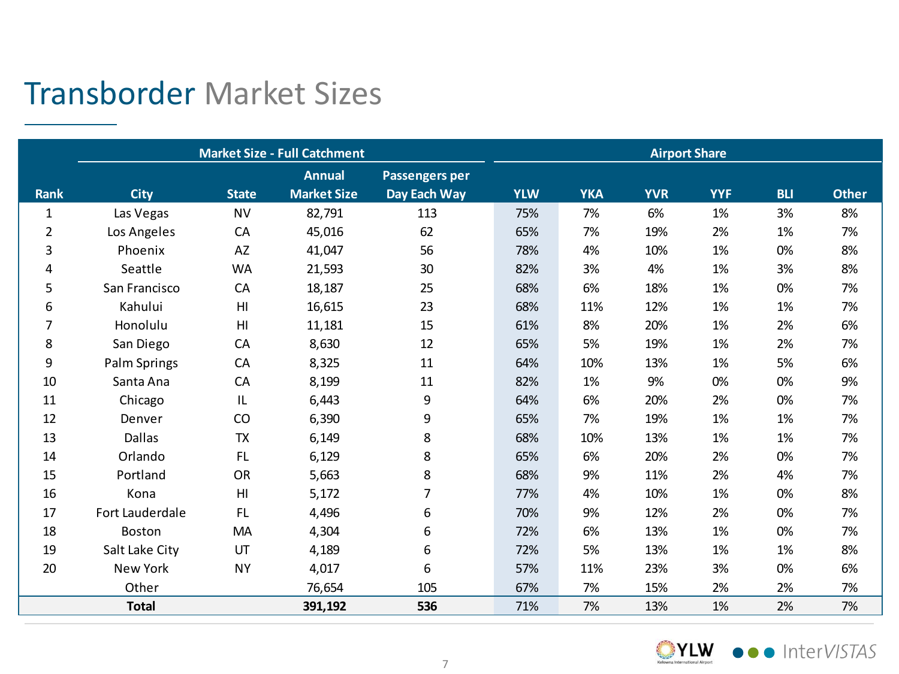# Transborder Market Sizes

| | Market Size - Full Catchment | | | | Airport Share | | | | | |
|---|---|---|---|---|---|---|---|---|---|---|
| Rank | City | State | Annual Market Size | Passengers per Day Each Way | YLW | YKA | YVR | YYF | BLI | Other |
| 1 | Las Vegas | NV | 82,791 | 113 | 75% | 7% | 6% | 1% | 3% | 8% |
| 2 | Los Angeles | CA | 45,016 | 62 | 65% | 7% | 19% | 2% | 1% | 7% |
| 3 | Phoenix | AZ | 41,047 | 56 | 78% | 4% | 10% | 1% | 0% | 8% |
| 4 | Seattle | WA | 21,593 | 30 | 82% | 3% | 4% | 1% | 3% | 8% |
| 5 | San Francisco | CA | 18,187 | 25 | 68% | 6% | 18% | 1% | 0% | 7% |
| 6 | Kahului | HI | 16,615 | 23 | 68% | 11% | 12% | 1% | 1% | 7% |
| 7 | Honolulu | HI | 11,181 | 15 | 61% | 8% | 20% | 1% | 2% | 6% |
| 8 | San Diego | CA | 8,630 | 12 | 65% | 5% | 19% | 1% | 2% | 7% |
| 9 | Palm Springs | CA | 8,325 | 11 | 64% | 10% | 13% | 1% | 5% | 6% |
| 10 | Santa Ana | CA | 8,199 | 11 | 82% | 1% | 9% | 0% | 0% | 9% |
| 11 | Chicago | IL | 6,443 | 9 | 64% | 6% | 20% | 2% | 0% | 7% |
| 12 | Denver | CO | 6,390 | 9 | 65% | 7% | 19% | 1% | 1% | 7% |
| 13 | Dallas | TX | 6,149 | 8 | 68% | 10% | 13% | 1% | 1% | 7% |
| 14 | Orlando | FL | 6,129 | 8 | 65% | 6% | 20% | 2% | 0% | 7% |
| 15 | Portland | OR | 5,663 | 8 | 68% | 9% | 11% | 2% | 4% | 7% |
| 16 | Kona | HI | 5,172 | 7 | 77% | 4% | 10% | 1% | 0% | 8% |
| 17 | Fort Lauderdale | FL | 4,496 | 6 | 70% | 9% | 12% | 2% | 0% | 7% |
| 18 | Boston | MA | 4,304 | 6 | 72% | 6% | 13% | 1% | 0% | 7% |
| 19 | Salt Lake City | UT | 4,189 | 6 | 72% | 5% | 13% | 1% | 1% | 8% |
| 20 | New York | NY | 4,017 | 6 | 57% | 11% | 23% | 3% | 0% | 6% |
| | Other | | 76,654 | 105 | 67% | 7% | 15% | 2% | 2% | 7% |
| | **Total** | | **391,192** | **536** | 71% | 7% | 13% | 1% | 2% | 7% |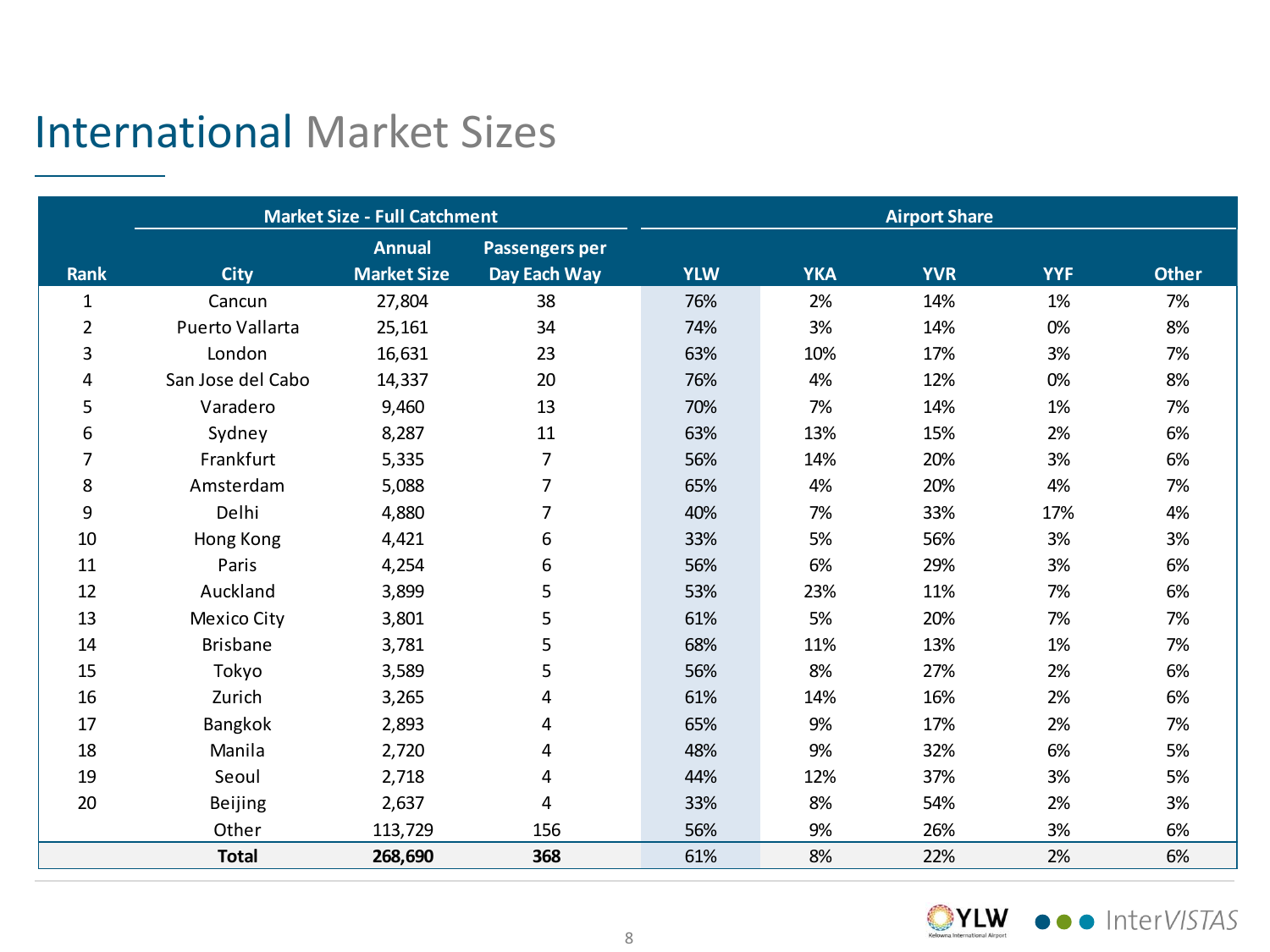# International Market Sizes

| | Market Size - Full Catchment | | | Airport Share | | | | |
|---|---|---|---|---|---|---|---|---|
| Rank | City | Annual Market Size | Passengers per Day Each Way | YLW | YKA | YVR | YYF | Other |
| 1 | Cancun | 27,804 | 38 | 76% | 2% | 14% | 1% | 7% |
| 2 | Puerto Vallarta | 25,161 | 34 | 74% | 3% | 14% | 0% | 8% |
| 3 | London | 16,631 | 23 | 63% | 10% | 17% | 3% | 7% |
| 4 | San Jose del Cabo | 14,337 | 20 | 76% | 4% | 12% | 0% | 8% |
| 5 | Varadero | 9,460 | 13 | 70% | 7% | 14% | 1% | 7% |
| 6 | Sydney | 8,287 | 11 | 63% | 13% | 15% | 2% | 6% |
| 7 | Frankfurt | 5,335 | 7 | 56% | 14% | 20% | 3% | 6% |
| 8 | Amsterdam | 5,088 | 7 | 65% | 4% | 20% | 4% | 7% |
| 9 | Delhi | 4,880 | 7 | 40% | 7% | 33% | 17% | 4% |
| 10 | Hong Kong | 4,421 | 6 | 33% | 5% | 56% | 3% | 3% |
| 11 | Paris | 4,254 | 6 | 56% | 6% | 29% | 3% | 6% |
| 12 | Auckland | 3,899 | 5 | 53% | 23% | 11% | 7% | 6% |
| 13 | Mexico City | 3,801 | 5 | 61% | 5% | 20% | 7% | 7% |
| 14 | Brisbane | 3,781 | 5 | 68% | 11% | 13% | 1% | 7% |
| 15 | Tokyo | 3,589 | 5 | 56% | 8% | 27% | 2% | 6% |
| 16 | Zurich | 3,265 | 4 | 61% | 14% | 16% | 2% | 6% |
| 17 | Bangkok | 2,893 | 4 | 65% | 9% | 17% | 2% | 7% |
| 18 | Manila | 2,720 | 4 | 48% | 9% | 32% | 6% | 5% |
| 19 | Seoul | 2,718 | 4 | 44% | 12% | 37% | 3% | 5% |
| 20 | Beijing | 2,637 | 4 | 33% | 8% | 54% | 2% | 3% |
| | Other | 113,729 | 156 | 56% | 9% | 26% | 3% | 6% |
| | **Total** | **268,690** | **368** | 61% | 8% | 22% | 2% | 6% |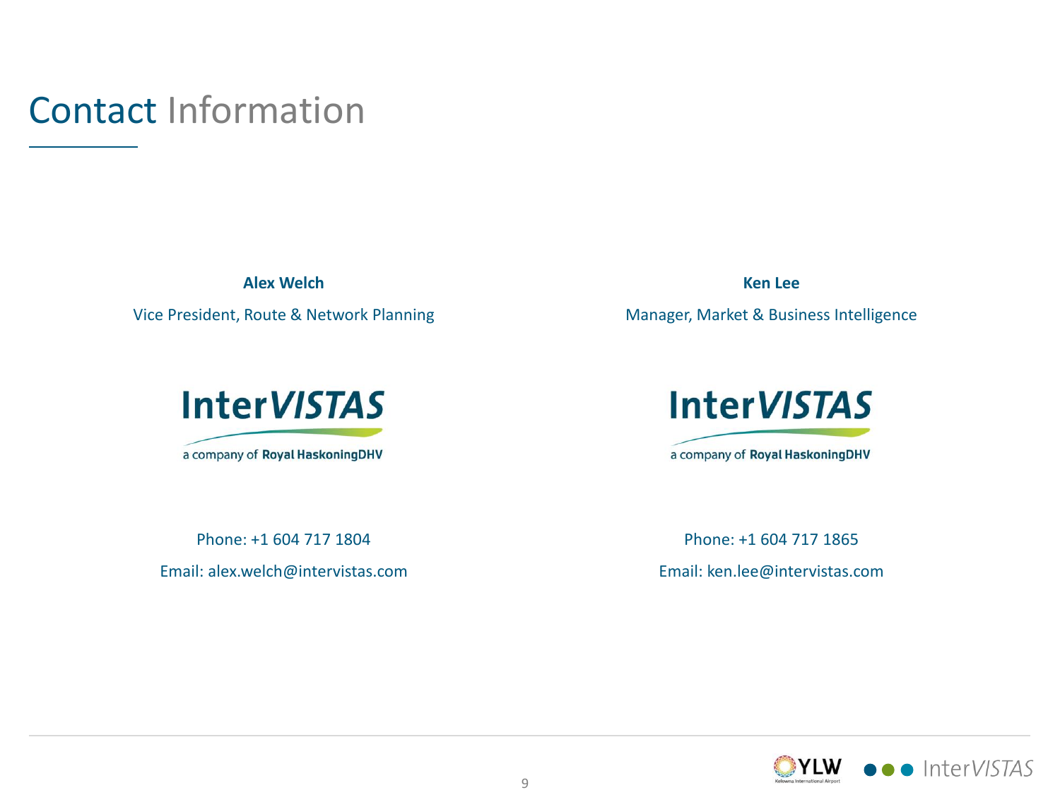# Contact Information

**Alex Welch**

Vice President, Route & Network Planning

InterVISTAS

a company of Royal HaskoningDHV

Phone: +1 604 717 1804

Email: alex.welch@intervistas.com

**Ken Lee**

Manager, Market & Business Intelligence

InterVISTAS

a company of Royal HaskoningDHV

Phone: +1 604 717 1865

Email: ken.lee@intervistas.com